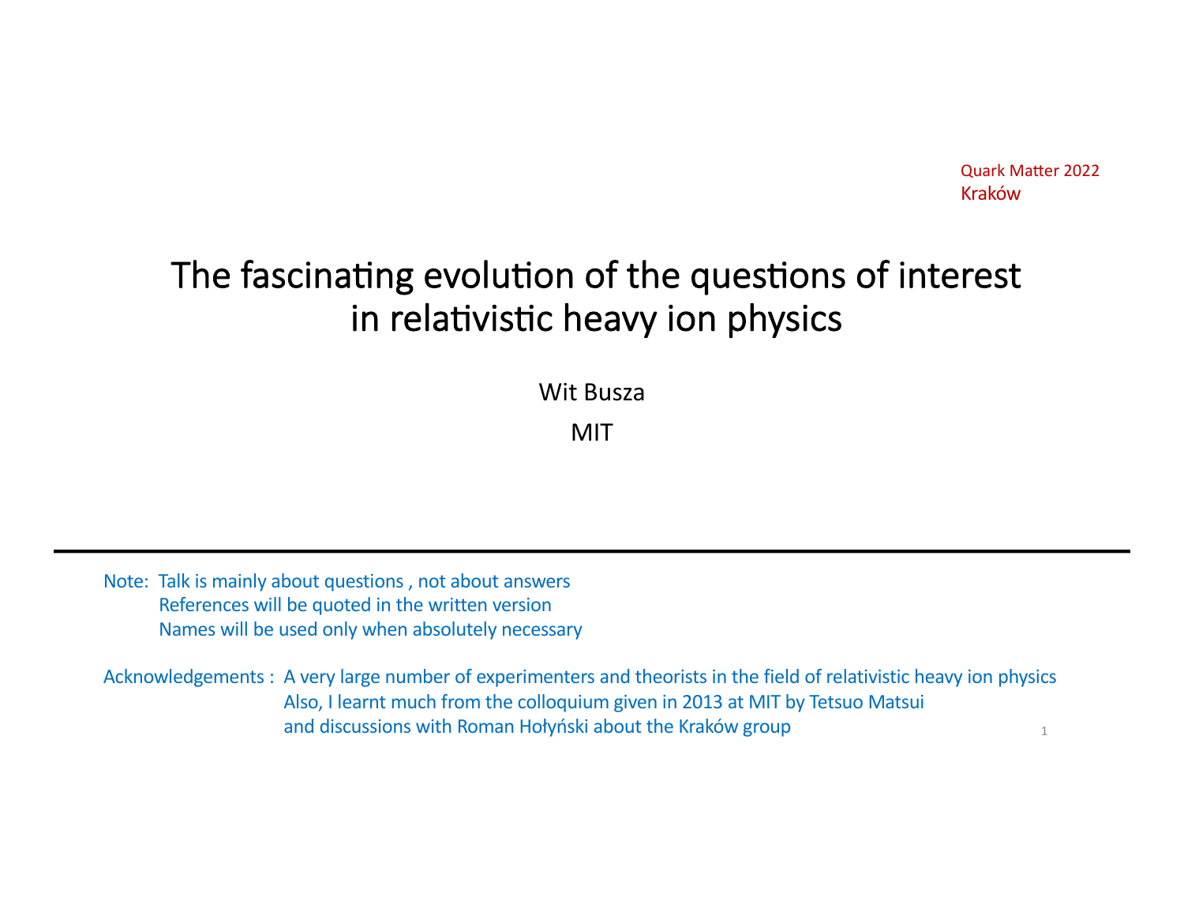Quark Matter 2022
Kraków

# The fascinating evolution of the questions of interest in relativistic heavy ion physics

Wit Busza

MIT

---

Note: Talk is mainly about questions , not about answers
References will be quoted in the written version
Names will be used only when absolutely necessary

Acknowledgements : A very large number of experimenters and theorists in the field of relativistic heavy ion physics
Also, I learnt much from the colloquium given in 2013 at MIT by Tetsuo Matsui
and discussions with Roman Hołyński about the Kraków group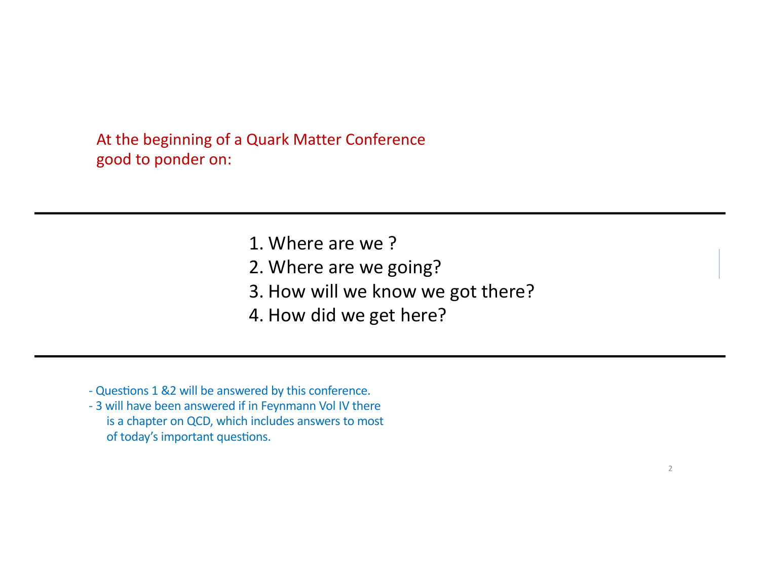At the beginning of a Quark Matter Conference
good to ponder on:

---

1. Where are we ?
2. Where are we going?
3. How will we know we got there?
4. How did we get here?

---

- Questions 1 &2 will be answered by this conference.
- 3 will have been answered if in Feynmann Vol IV there is a chapter on QCD, which includes answers to most of today's important questions.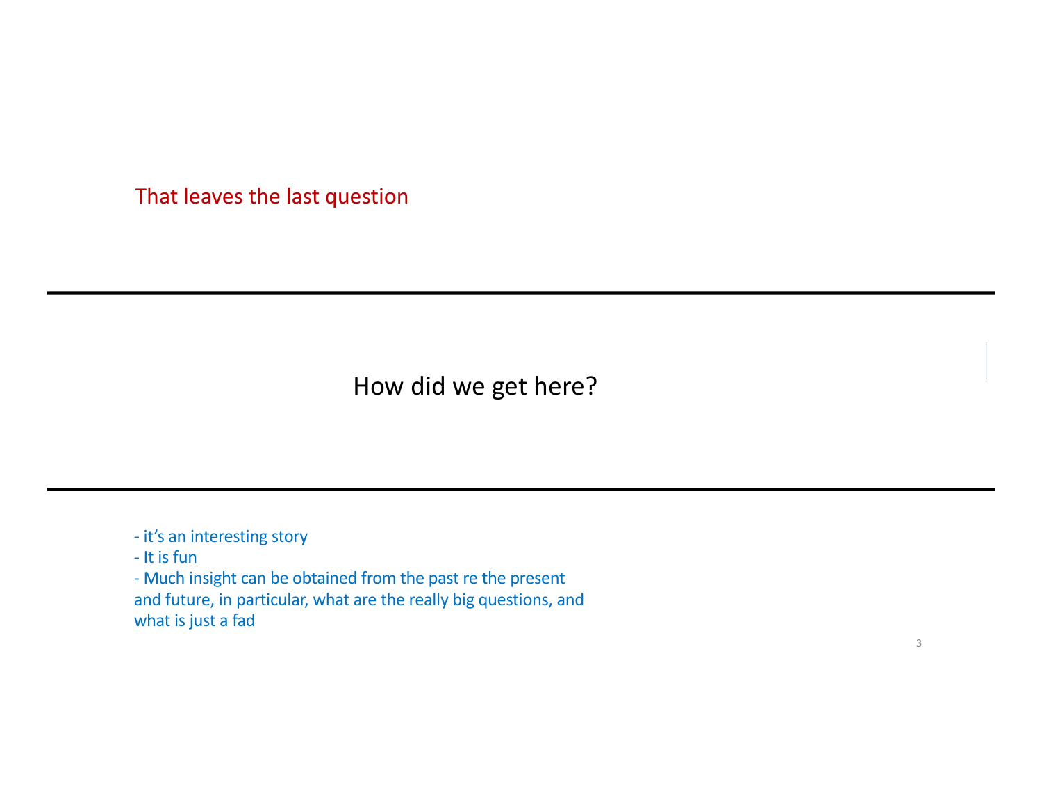That leaves the last question

---

## How did we get here?

---

- it's an interesting story
- It is fun
- Much insight can be obtained from the past re the present and future, in particular, what are the really big questions, and what is just a fad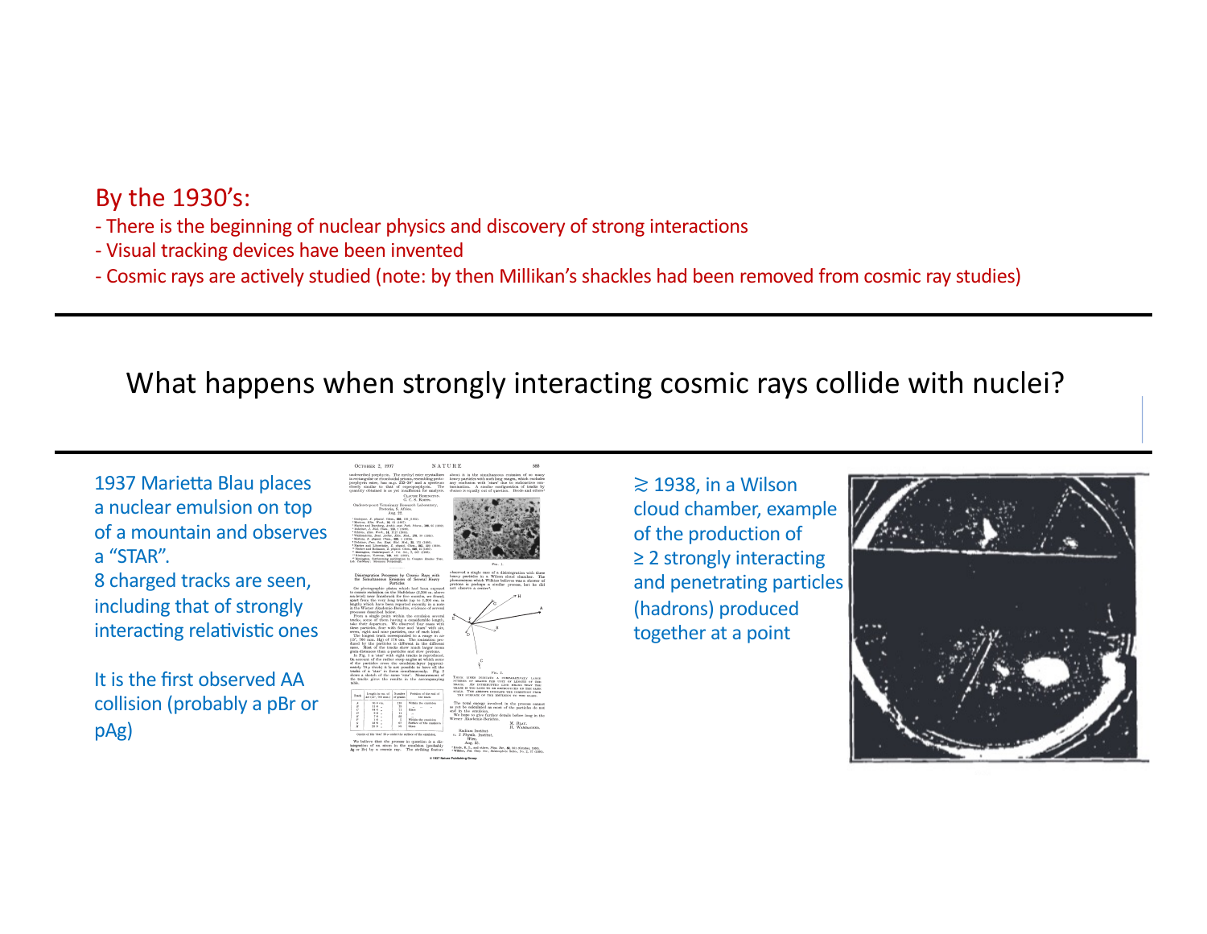By the 1930's:

- There is the beginning of nuclear physics and discovery of strong interactions
- Visual tracking devices have been invented
- Cosmic rays are actively studied (note: by then Millikan's shackles had been removed from cosmic ray studies)

---

## What happens when strongly interacting cosmic rays collide with nuclei?

---

1937 Marietta Blau places a nuclear emulsion on top of a mountain and observes a "STAR".
8 charged tracks are seen, including that of strongly interacting relativistic ones

It is the first observed AA collision (probably a pBr or pAg)

$\gtrsim$ 1938, in a Wilson cloud chamber, example of the production of $\geq$ 2 strongly interacting and penetrating particles (hadrons) produced together at a point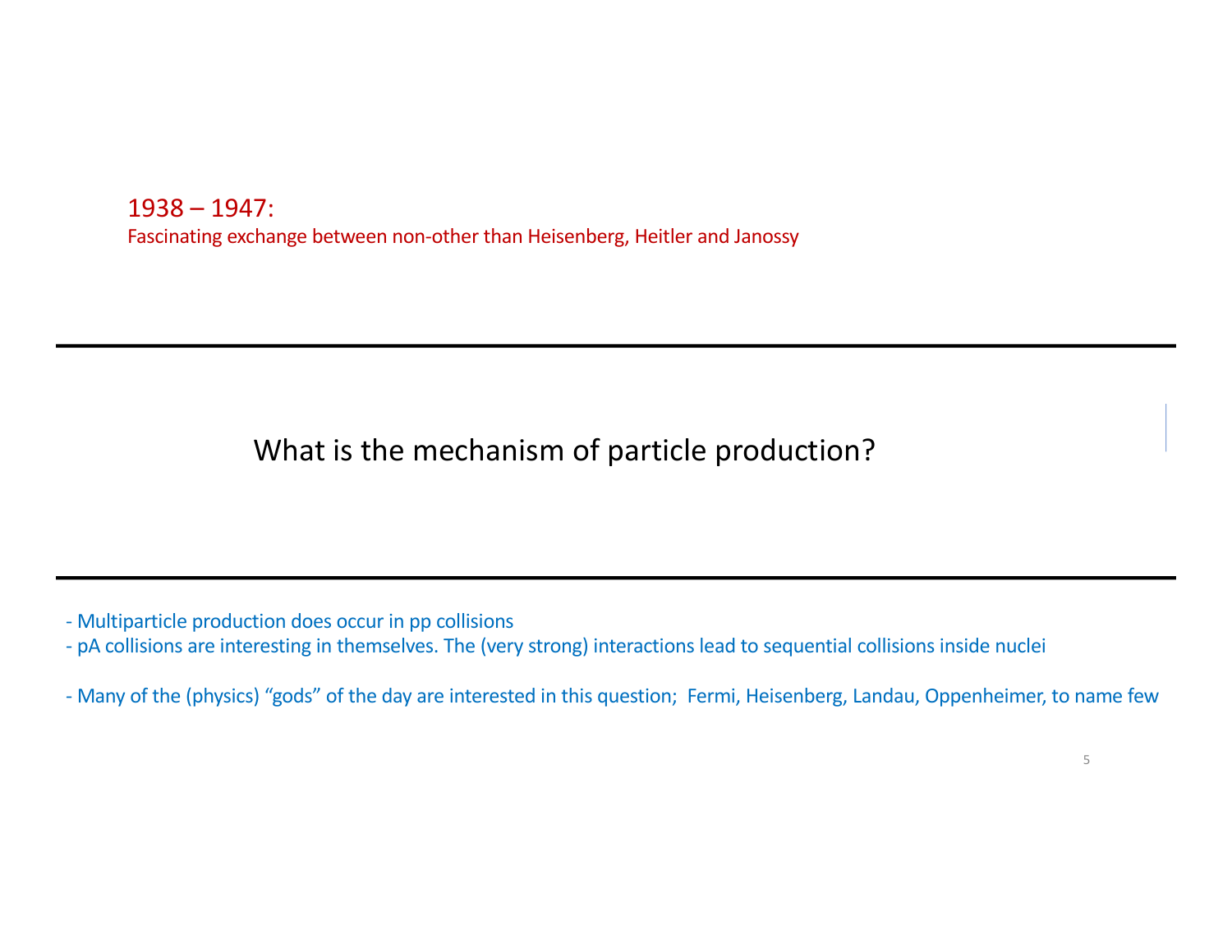1938 – 1947:

Fascinating exchange between non-other than Heisenberg, Heitler and Janossy

---

## What is the mechanism of particle production?

---

- Multiparticle production does occur in pp collisions
- pA collisions are interesting in themselves. The (very strong) interactions lead to sequential collisions inside nuclei

- Many of the (physics) “gods” of the day are interested in this question; Fermi, Heisenberg, Landau, Oppenheimer, to name few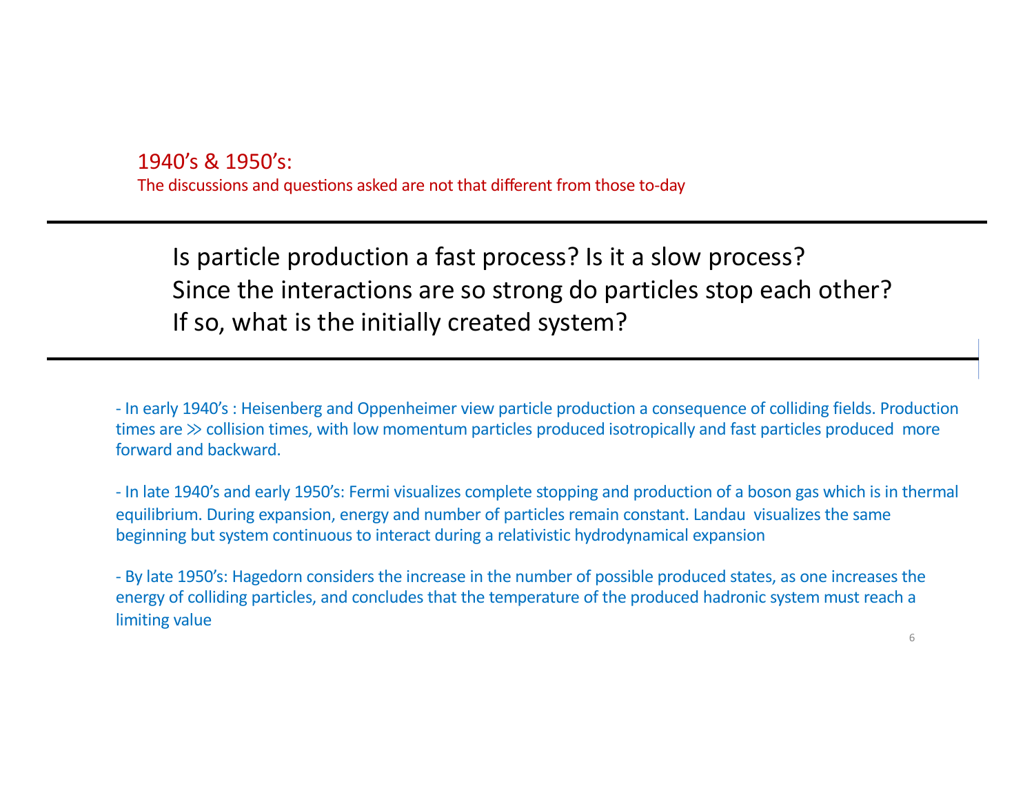## 1940's & 1950's:

The discussions and questions asked are not that different from those to-day

---

Is particle production a fast process? Is it a slow process?
Since the interactions are so strong do particles stop each other?
If so, what is the initially created system?

---

- In early 1940's : Heisenberg and Oppenheimer view particle production a consequence of colliding fields. Production times are $\gg$ collision times, with low momentum particles produced isotropically and fast particles produced more forward and backward.

- In late 1940's and early 1950's: Fermi visualizes complete stopping and production of a boson gas which is in thermal equilibrium. During expansion, energy and number of particles remain constant. Landau visualizes the same beginning but system continuous to interact during a relativistic hydrodynamical expansion

- By late 1950's: Hagedorn considers the increase in the number of possible produced states, as one increases the energy of colliding particles, and concludes that the temperature of the produced hadronic system must reach a limiting value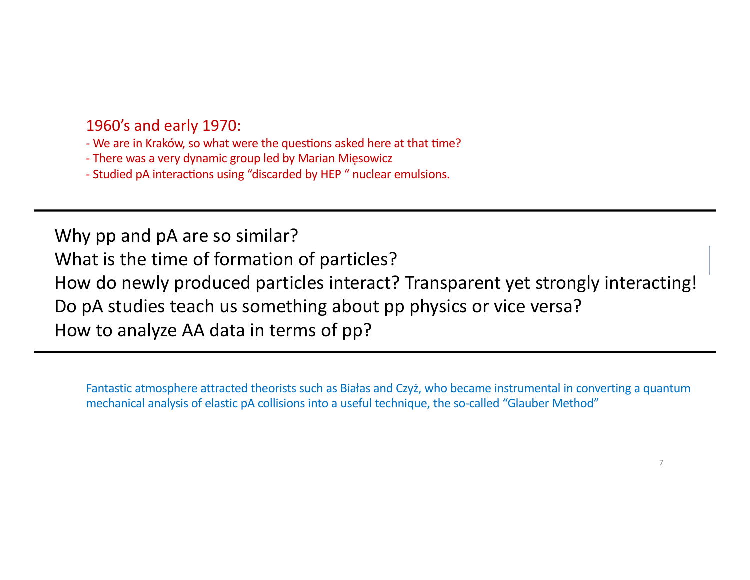1960's and early 1970:

- We are in Kraków, so what were the questions asked here at that time?
- There was a very dynamic group led by Marian Mięsowicz
- Studied pA interactions using "discarded by HEP " nuclear emulsions.

---

Why pp and pA are so similar?
What is the time of formation of particles?
How do newly produced particles interact? Transparent yet strongly interacting!
Do pA studies teach us something about pp physics or vice versa?
How to analyze AA data in terms of pp?

---

Fantastic atmosphere attracted theorists such as Białas and Czyż, who became instrumental in converting a quantum mechanical analysis of elastic pA collisions into a useful technique, the so-called "Glauber Method"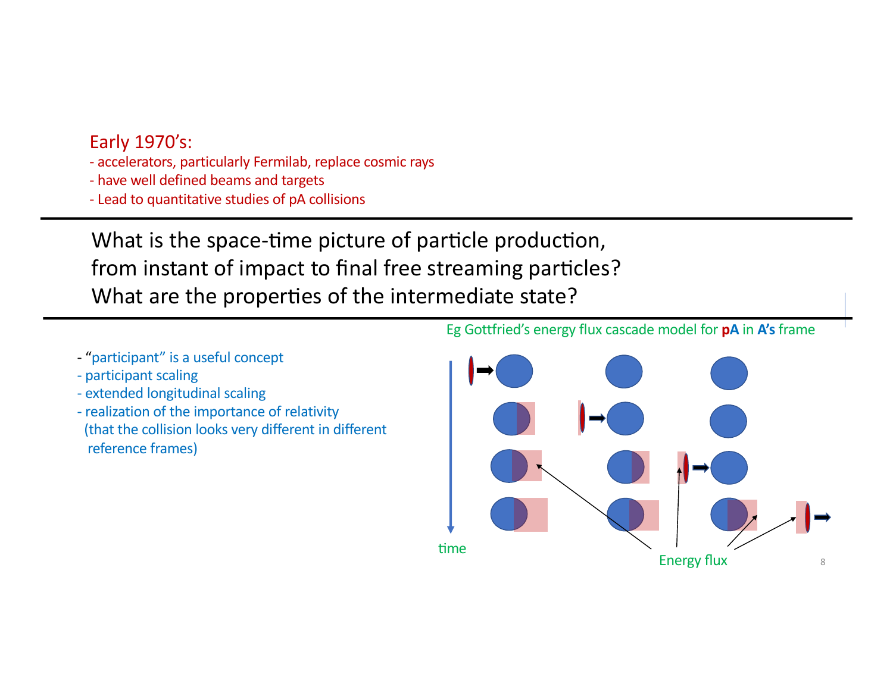Early 1970's:

- accelerators, particularly Fermilab, replace cosmic rays
- have well defined beams and targets
- Lead to quantitative studies of pA collisions

---

What is the space-time picture of particle production, from instant of impact to final free streaming particles?
What are the properties of the intermediate state?

---

- "participant" is a useful concept
- participant scaling
- extended longitudinal scaling
- realization of the importance of relativity (that the collision looks very different in different reference frames)

Eg Gottfried's energy flux cascade model for **pA** in **A's** frame

time

Energy flux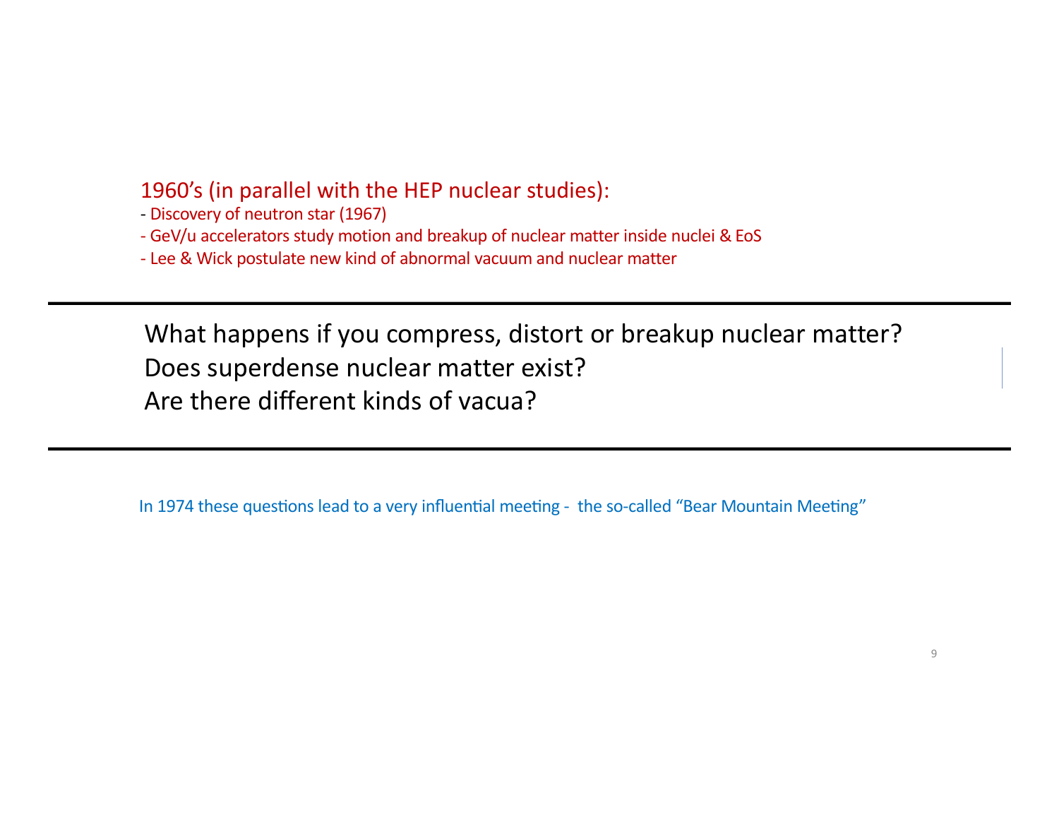1960's (in parallel with the HEP nuclear studies):

- Discovery of neutron star (1967)
- GeV/u accelerators study motion and breakup of nuclear matter inside nuclei & EoS
- Lee & Wick postulate new kind of abnormal vacuum and nuclear matter

---

What happens if you compress, distort or breakup nuclear matter?
Does superdense nuclear matter exist?
Are there different kinds of vacua?

---

In 1974 these questions lead to a very influential meeting - the so-called "Bear Mountain Meeting"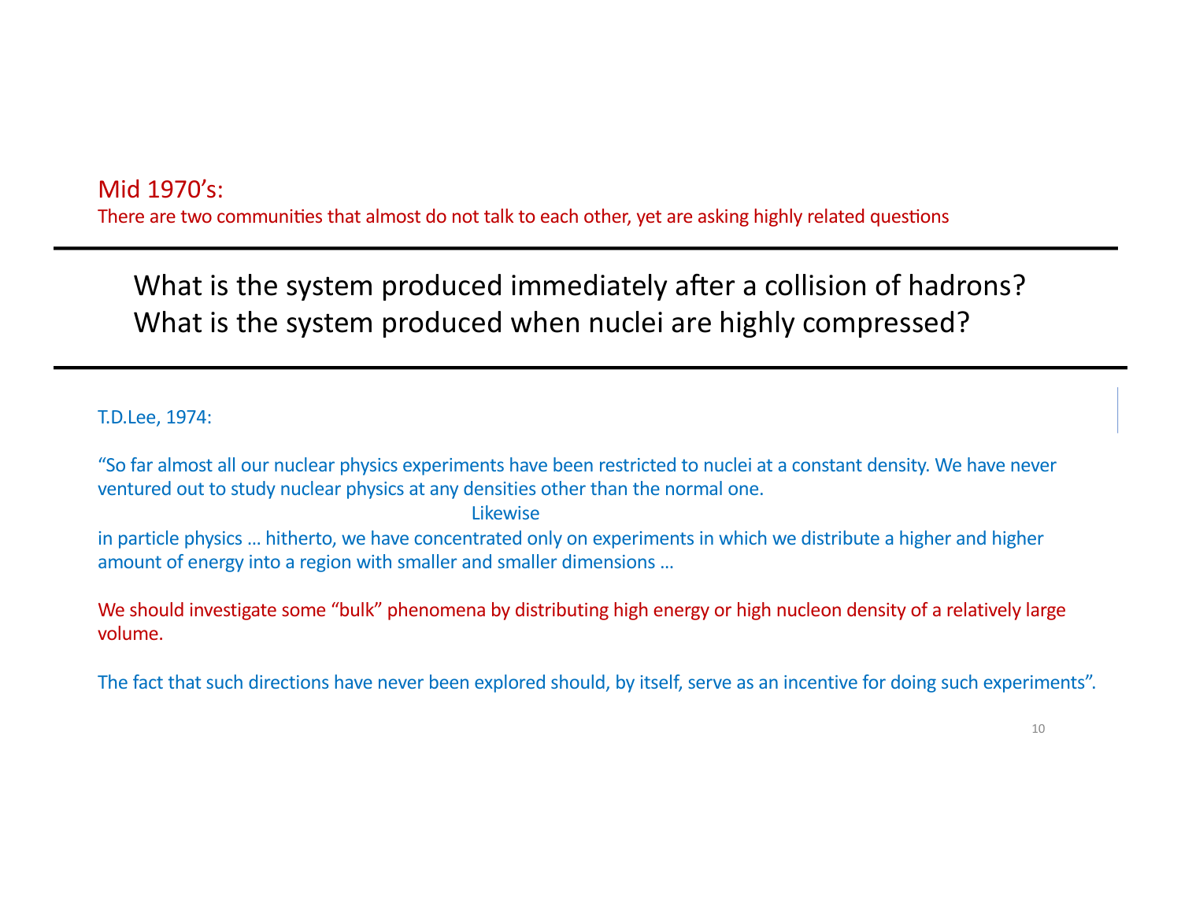## Mid 1970's:

There are two communities that almost do not talk to each other, yet are asking highly related questions

---

**What is the system produced immediately after a collision of hadrons?**
**What is the system produced when nuclei are highly compressed?**

---

T.D.Lee, 1974:

"So far almost all our nuclear physics experiments have been restricted to nuclei at a constant density. We have never ventured out to study nuclear physics at any densities other than the normal one.

Likewise

in particle physics … hitherto, we have concentrated only on experiments in which we distribute a higher and higher amount of energy into a region with smaller and smaller dimensions …

We should investigate some "bulk" phenomena by distributing high energy or high nucleon density of a relatively large volume.

The fact that such directions have never been explored should, by itself, serve as an incentive for doing such experiments".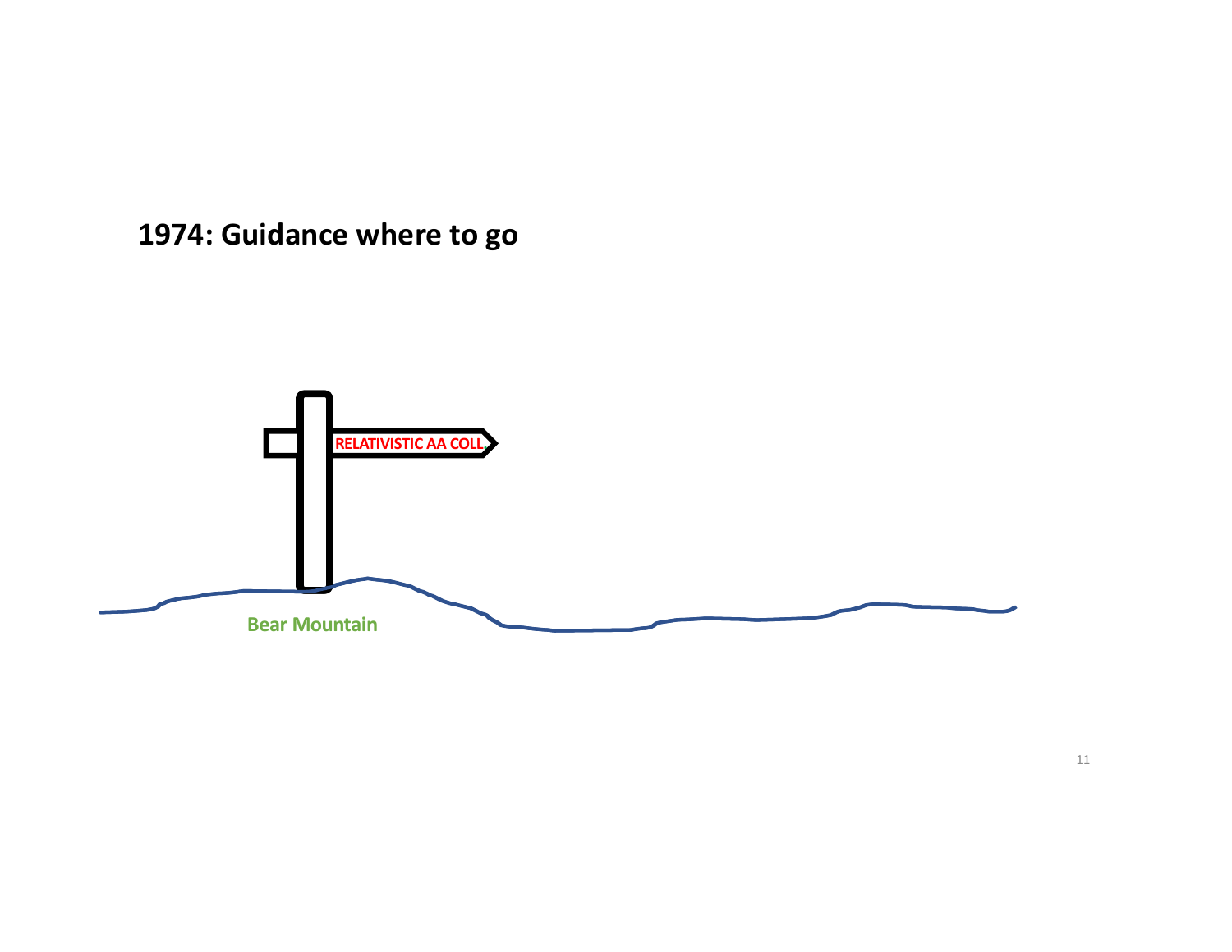## 1974: Guidance where to go

RELATIVISTIC AA COLL

Bear Mountain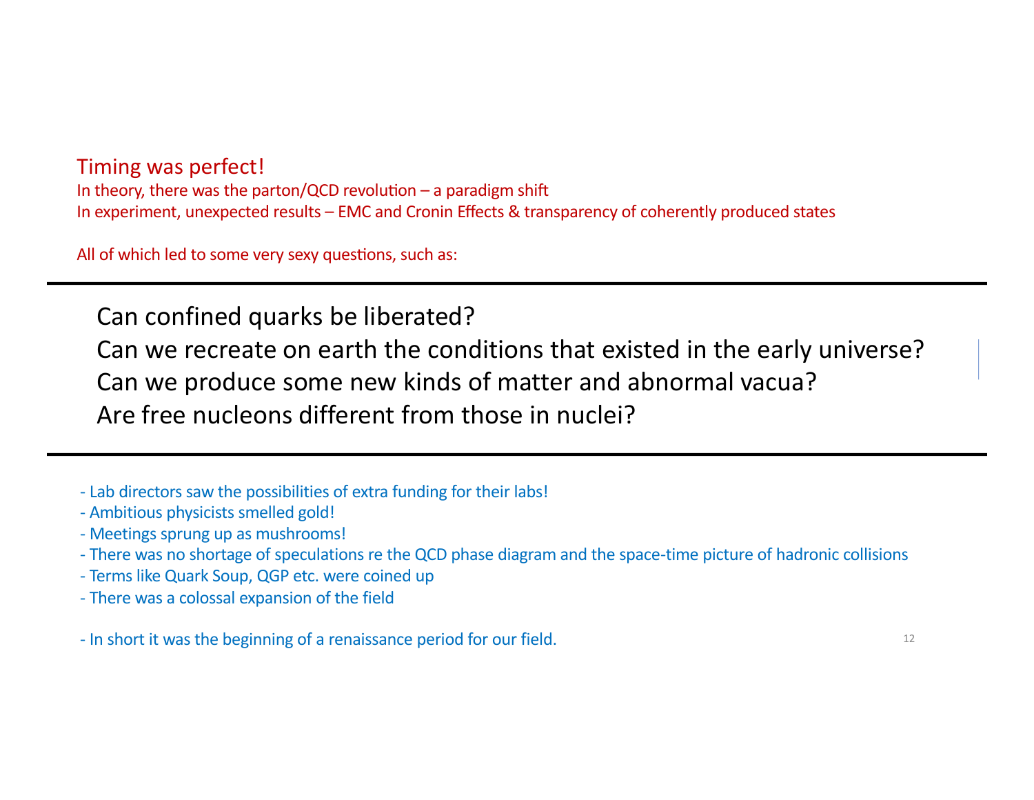Timing was perfect!

In theory, there was the parton/QCD revolution – a paradigm shift

In experiment, unexpected results – EMC and Cronin Effects & transparency of coherently produced states

All of which led to some very sexy questions, such as:

---

Can confined quarks be liberated?

Can we recreate on earth the conditions that existed in the early universe?

Can we produce some new kinds of matter and abnormal vacua?

Are free nucleons different from those in nuclei?

---

- Lab directors saw the possibilities of extra funding for their labs!
- Ambitious physicists smelled gold!
- Meetings sprung up as mushrooms!
- There was no shortage of speculations re the QCD phase diagram and the space-time picture of hadronic collisions
- Terms like Quark Soup, QGP etc. were coined up
- There was a colossal expansion of the field

- In short it was the beginning of a renaissance period for our field.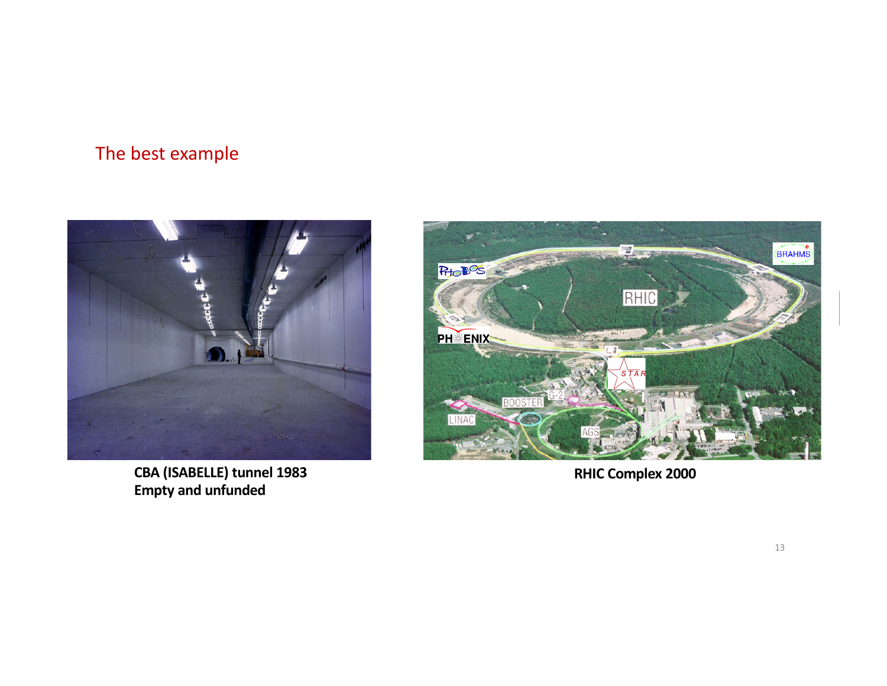## The best example

**CBA (ISABELLE) tunnel 1983**
**Empty and unfunded**

**RHIC Complex 2000**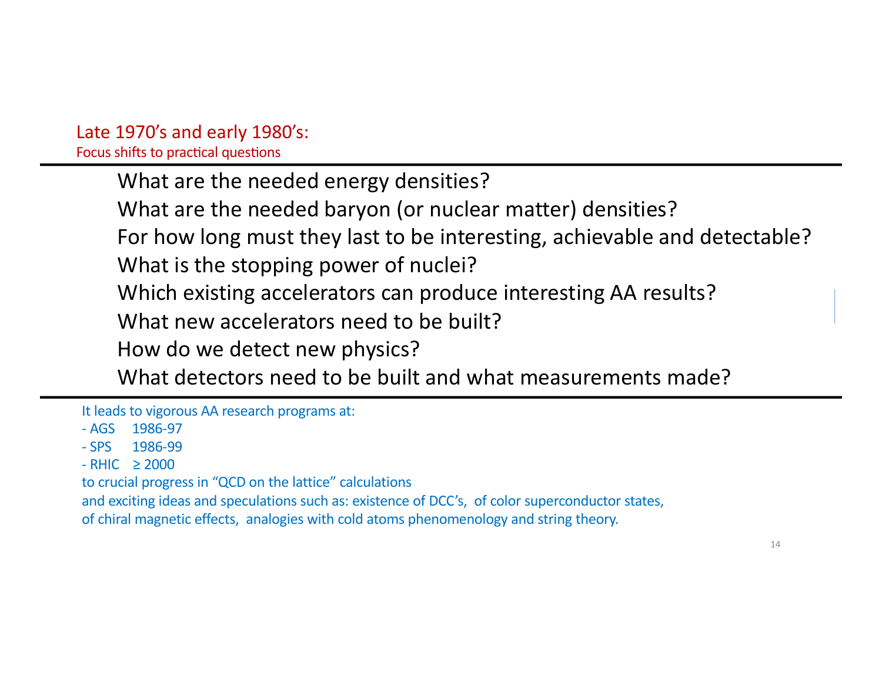## Late 1970's and early 1980's:

Focus shifts to practical questions

---

What are the needed energy densities?

What are the needed baryon (or nuclear matter) densities?

For how long must they last to be interesting, achievable and detectable?

What is the stopping power of nuclei?

Which existing accelerators can produce interesting AA results?

What new accelerators need to be built?

How do we detect new physics?

What detectors need to be built and what measurements made?

---

It leads to vigorous AA research programs at:

- AGS 1986-97
- SPS 1986-99
- RHIC ≥ 2000

to crucial progress in "QCD on the lattice" calculations

and exciting ideas and speculations such as: existence of DCC's, of color superconductor states, of chiral magnetic effects, analogies with cold atoms phenomenology and string theory.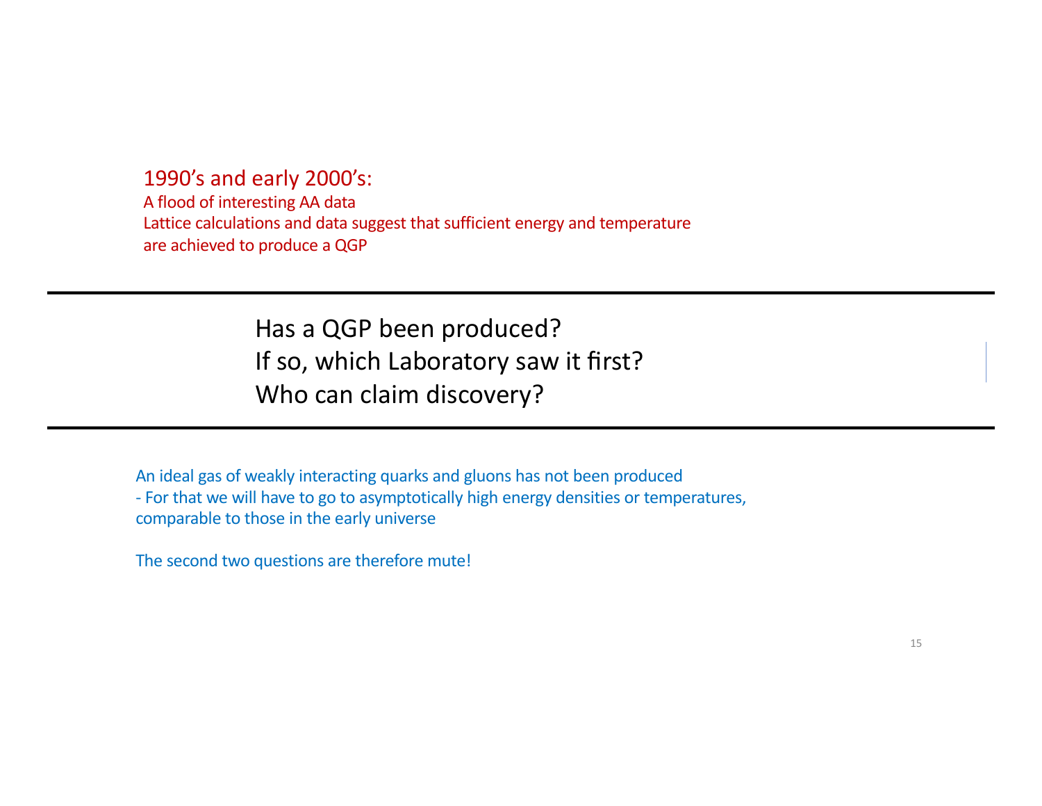## 1990's and early 2000's:

A flood of interesting AA data
Lattice calculations and data suggest that sufficient energy and temperature are achieved to produce a QGP

---

Has a QGP been produced?
If so, which Laboratory saw it first?
Who can claim discovery?

---

An ideal gas of weakly interacting quarks and gluons has not been produced
- For that we will have to go to asymptotically high energy densities or temperatures, comparable to those in the early universe

The second two questions are therefore mute!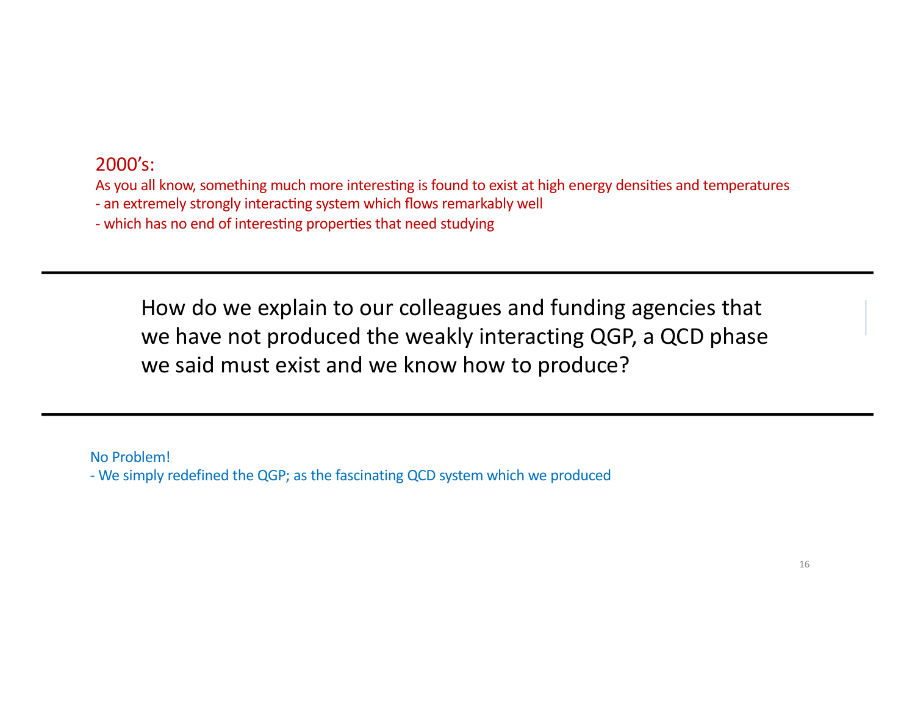2000's:

As you all know, something much more interesting is found to exist at high energy densities and temperatures

- an extremely strongly interacting system which flows remarkably well
- which has no end of interesting properties that need studying

---

How do we explain to our colleagues and funding agencies that we have not produced the weakly interacting QGP, a QCD phase we said must exist and we know how to produce?

---

No Problem!

- We simply redefined the QGP; as the fascinating QCD system which we produced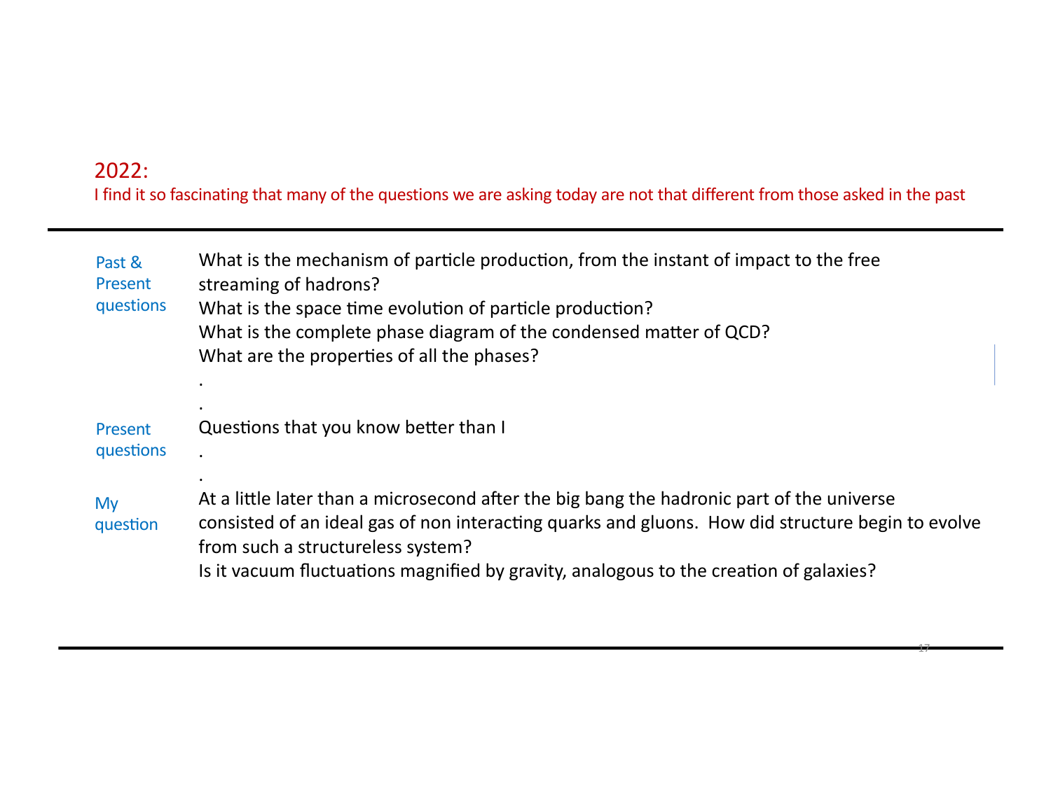## 2022:

I find it so fascinating that many of the questions we are asking today are not that different from those asked in the past

---

| | |
|---|---|
| Past & Present questions | What is the mechanism of particle production, from the instant of impact to the free streaming of hadrons?<br>What is the space time evolution of particle production?<br>What is the complete phase diagram of the condensed matter of QCD?<br>What are the properties of all the phases?<br>.<br>. |
| Present questions | Questions that you know better than I<br>.<br>. |
| My question | At a little later than a microsecond after the big bang the hadronic part of the universe consisted of an ideal gas of non interacting quarks and gluons. How did structure begin to evolve from such a structureless system?<br>Is it vacuum fluctuations magnified by gravity, analogous to the creation of galaxies? |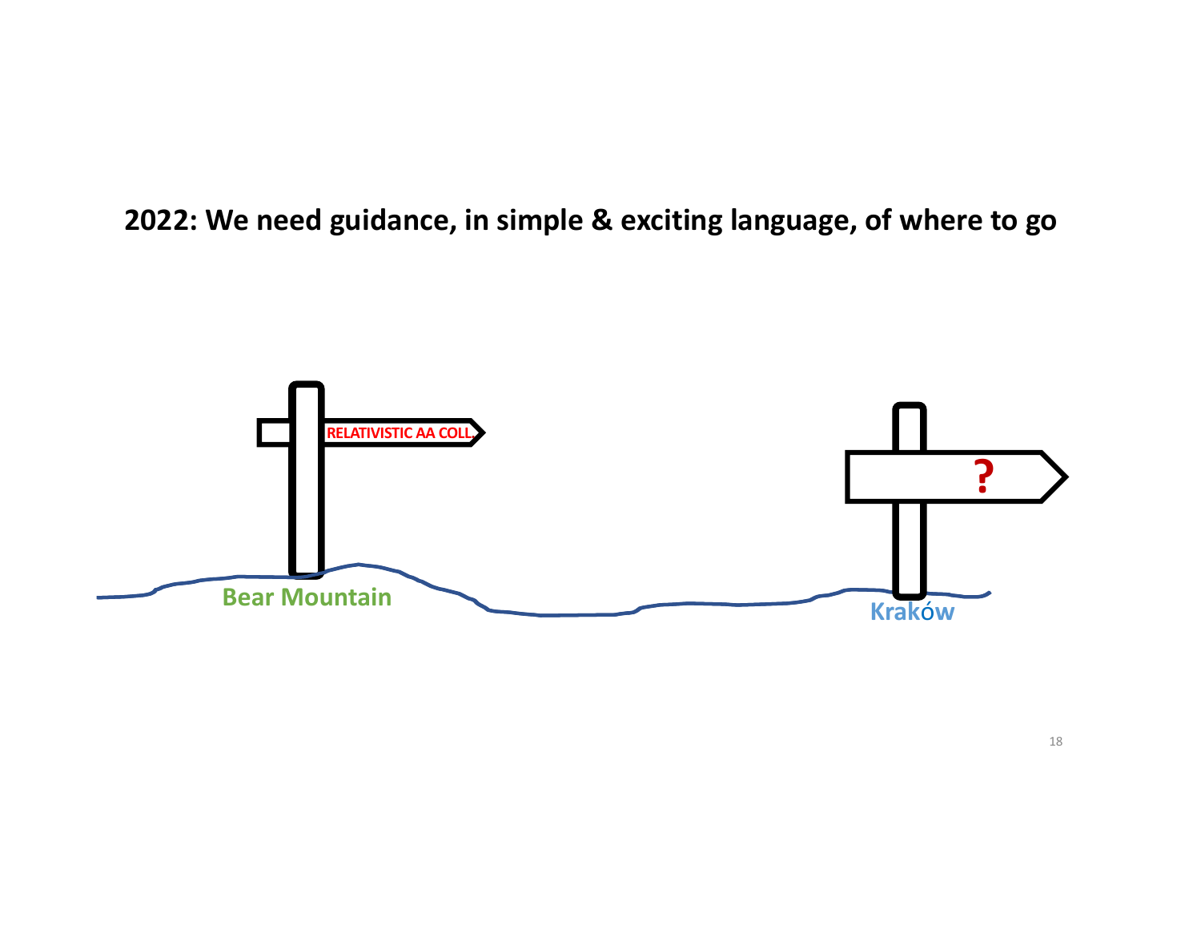**2022: We need guidance, in simple & exciting language, of where to go**

RELATIVISTIC AA COLL.

?

Bear Mountain

Kraków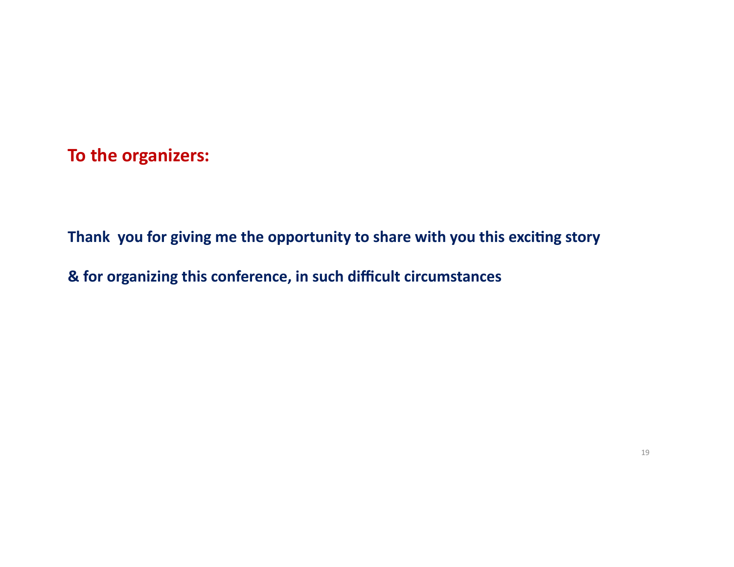**To the organizers:**

**Thank you for giving me the opportunity to share with you this exciting story**

**& for organizing this conference, in such difficult circumstances**